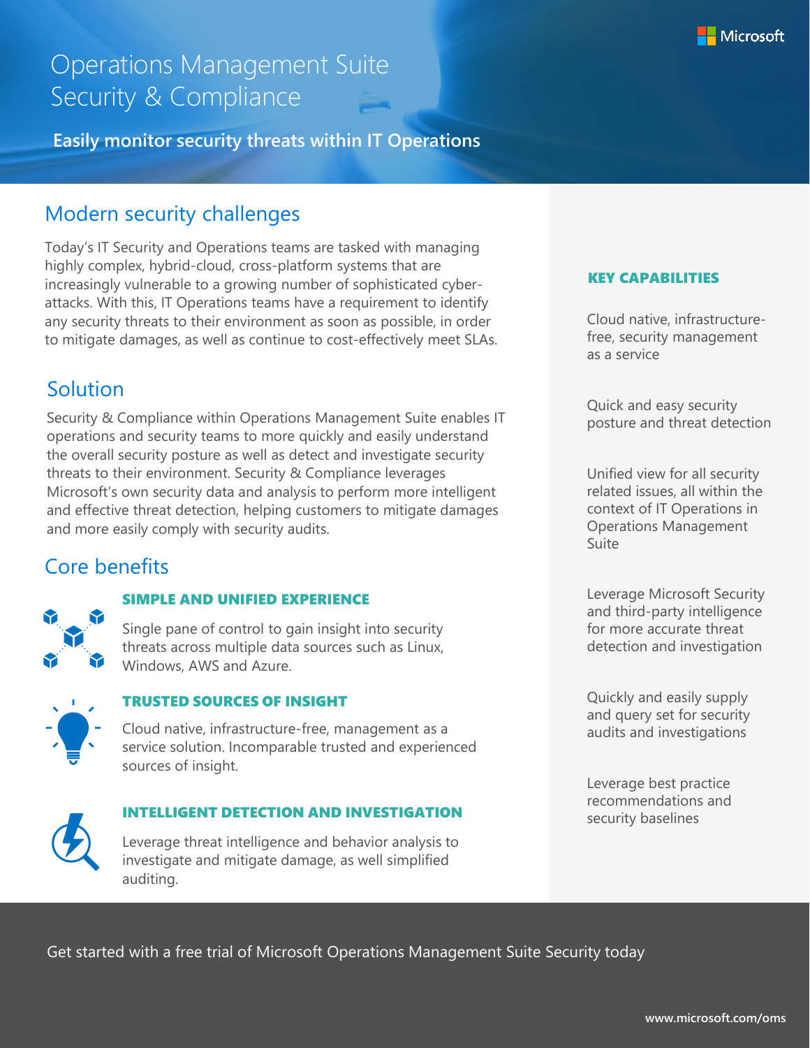# Operations Management Suite Security & Compliance

**Easily monitor security threats within IT Operations**

## Modern security challenges

Today's IT Security and Operations teams are tasked with managing highly complex, hybrid-cloud, cross-platform systems that are increasingly vulnerable to a growing number of sophisticated cyber-attacks. With this, IT Operations teams have a requirement to identify any security threats to their environment as soon as possible, in order to mitigate damages, as well as continue to cost-effectively meet SLAs.

## Solution

Security & Compliance within Operations Management Suite enables IT operations and security teams to more quickly and easily understand the overall security posture as well as detect and investigate security threats to their environment. Security & Compliance leverages Microsoft's own security data and analysis to perform more intelligent and effective threat detection, helping customers to mitigate damages and more easily comply with security audits.

## Core benefits

### SIMPLE AND UNIFIED EXPERIENCE

Single pane of control to gain insight into security threats across multiple data sources such as Linux, Windows, AWS and Azure.

### TRUSTED SOURCES OF INSIGHT

Cloud native, infrastructure-free, management as a service solution. Incomparable trusted and experienced sources of insight.

### INTELLIGENT DETECTION AND INVESTIGATION

Leverage threat intelligence and behavior analysis to investigate and mitigate damage, as well simplified auditing.

### KEY CAPABILITIES

- Cloud native, infrastructure-free, security management as a service
- Quick and easy security posture and threat detection
- Unified view for all security related issues, all within the context of IT Operations in Operations Management Suite
- Leverage Microsoft Security and third-party intelligence for more accurate threat detection and investigation
- Quickly and easily supply and query set for security audits and investigations
- Leverage best practice recommendations and security baselines

Get started with a free trial of Microsoft Operations Management Suite Security today

www.microsoft.com/oms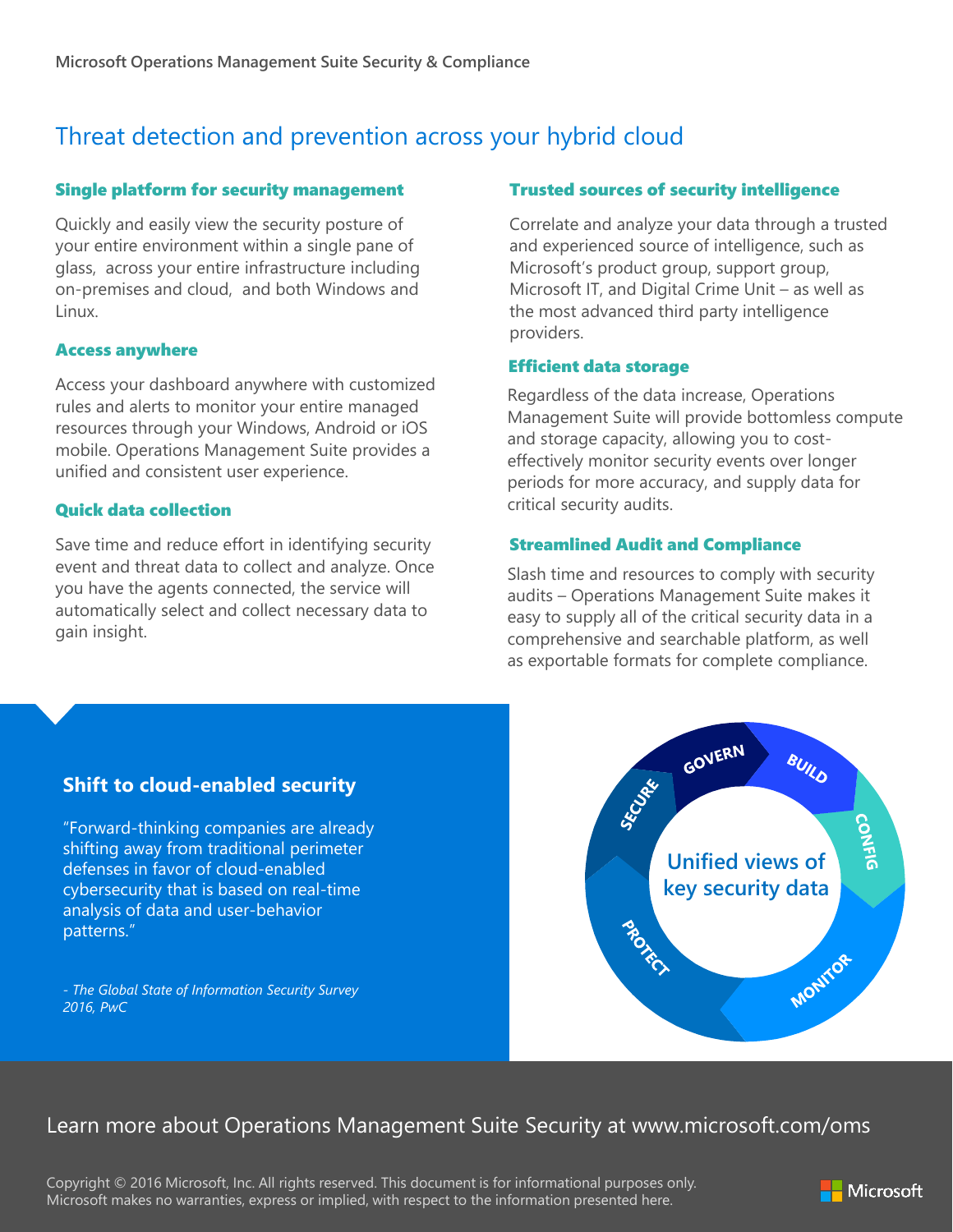# Threat detection and prevention across your hybrid cloud

### Single platform for security management

Quickly and easily view the security posture of your entire environment within a single pane of glass, across your entire infrastructure including on-premises and cloud, and both Windows and Linux.

### Access anywhere

Access your dashboard anywhere with customized rules and alerts to monitor your entire managed resources through your Windows, Android or iOS mobile. Operations Management Suite provides a unified and consistent user experience.

### Quick data collection

Save time and reduce effort in identifying security event and threat data to collect and analyze. Once you have the agents connected, the service will automatically select and collect necessary data to gain insight.

### Trusted sources of security intelligence

Correlate and analyze your data through a trusted and experienced source of intelligence, such as Microsoft's product group, support group, Microsoft IT, and Digital Crime Unit – as well as the most advanced third party intelligence providers.

### Efficient data storage

Regardless of the data increase, Operations Management Suite will provide bottomless compute and storage capacity, allowing you to cost-effectively monitor security events over longer periods for more accuracy, and supply data for critical security audits.

### Streamlined Audit and Compliance

Slash time and resources to comply with security audits – Operations Management Suite makes it easy to supply all of the critical security data in a comprehensive and searchable platform, as well as exportable formats for complete compliance.

### Shift to cloud-enabled security

"Forward-thinking companies are already shifting away from traditional perimeter defenses in favor of cloud-enabled cybersecurity that is based on real-time analysis of data and user-behavior patterns."

*- The Global State of Information Security Survey 2016, PwC*

GOVERN
BUILD
CONFIG
MONITOR
PROTECT
SECURE
Unified views of key security data

Learn more about Operations Management Suite Security at www.microsoft.com/oms

Copyright © 2016 Microsoft, Inc. All rights reserved. This document is for informational purposes only. Microsoft makes no warranties, express or implied, with respect to the information presented here.

Microsoft